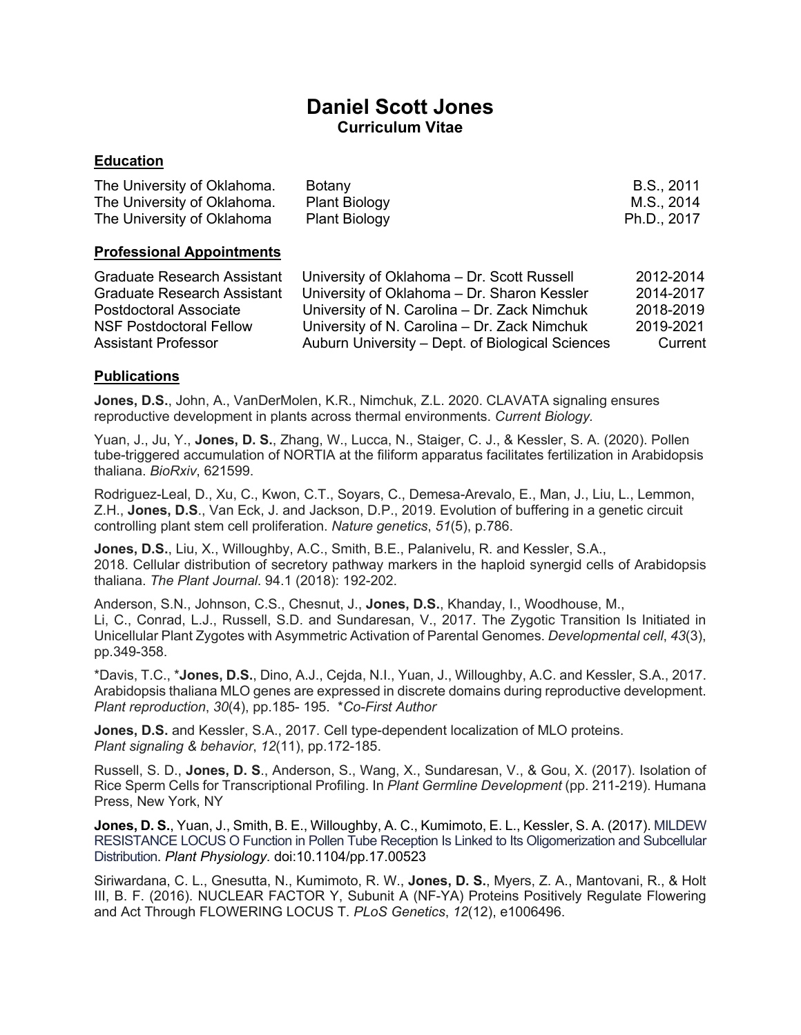# Daniel Scott Jones

## Curriculum Vitae

### Education

| | | |
|---|---|---|
| The University of Oklahoma. | Botany | B.S., 2011 |
| The University of Oklahoma. | Plant Biology | M.S., 2014 |
| The University of Oklahoma | Plant Biology | Ph.D., 2017 |

### Professional Appointments

| | | |
|---|---|---|
| Graduate Research Assistant | University of Oklahoma – Dr. Scott Russell | 2012-2014 |
| Graduate Research Assistant | University of Oklahoma – Dr. Sharon Kessler | 2014-2017 |
| Postdoctoral Associate | University of N. Carolina – Dr. Zack Nimchuk | 2018-2019 |
| NSF Postdoctoral Fellow | University of N. Carolina – Dr. Zack Nimchuk | 2019-2021 |
| Assistant Professor | Auburn University – Dept. of Biological Sciences | Current |

### Publications

**Jones, D.S.**, John, A., VanDerMolen, K.R., Nimchuk, Z.L. 2020. CLAVATA signaling ensures reproductive development in plants across thermal environments. *Current Biology.*

Yuan, J., Ju, Y., **Jones, D. S.**, Zhang, W., Lucca, N., Staiger, C. J., & Kessler, S. A. (2020). Pollen tube-triggered accumulation of NORTIA at the filiform apparatus facilitates fertilization in Arabidopsis thaliana. *BioRxiv*, 621599.

Rodriguez-Leal, D., Xu, C., Kwon, C.T., Soyars, C., Demesa-Arevalo, E., Man, J., Liu, L., Lemmon, Z.H., **Jones, D.S**., Van Eck, J. and Jackson, D.P., 2019. Evolution of buffering in a genetic circuit controlling plant stem cell proliferation. *Nature genetics*, *51*(5), p.786.

**Jones, D.S.**, Liu, X., Willoughby, A.C., Smith, B.E., Palanivelu, R. and Kessler, S.A., 2018. Cellular distribution of secretory pathway markers in the haploid synergid cells of Arabidopsis thaliana. *The Plant Journal*. 94.1 (2018): 192-202.

Anderson, S.N., Johnson, C.S., Chesnut, J., **Jones, D.S.**, Khanday, I., Woodhouse, M., Li, C., Conrad, L.J., Russell, S.D. and Sundaresan, V., 2017. The Zygotic Transition Is Initiated in Unicellular Plant Zygotes with Asymmetric Activation of Parental Genomes. *Developmental cell*, *43*(3), pp.349-358.

*Davis, T.C., ***Jones, D.S.**, Dino, A.J., Cejda, N.I., Yuan, J., Willoughby, A.C. and Kessler, S.A., 2017. Arabidopsis thaliana MLO genes are expressed in discrete domains during reproductive development. *Plant reproduction*, *30*(4), pp.185- 195. **Co-First Author*

**Jones, D.S.** and Kessler, S.A., 2017. Cell type-dependent localization of MLO proteins. *Plant signaling & behavior*, *12*(11), pp.172-185.

Russell, S. D., **Jones, D. S**., Anderson, S., Wang, X., Sundaresan, V., & Gou, X. (2017). Isolation of Rice Sperm Cells for Transcriptional Profiling. In *Plant Germline Development* (pp. 211-219). Humana Press, New York, NY

**Jones, D. S.**, Yuan, J., Smith, B. E., Willoughby, A. C., Kumimoto, E. L., Kessler, S. A. (2017). MILDEW RESISTANCE LOCUS O Function in Pollen Tube Reception Is Linked to Its Oligomerization and Subcellular Distribution. *Plant Physiology*. doi:10.1104/pp.17.00523

Siriwardana, C. L., Gnesutta, N., Kumimoto, R. W., **Jones, D. S.**, Myers, Z. A., Mantovani, R., & Holt III, B. F. (2016). NUCLEAR FACTOR Y, Subunit A (NF-YA) Proteins Positively Regulate Flowering and Act Through FLOWERING LOCUS T. *PLoS Genetics*, *12*(12), e1006496.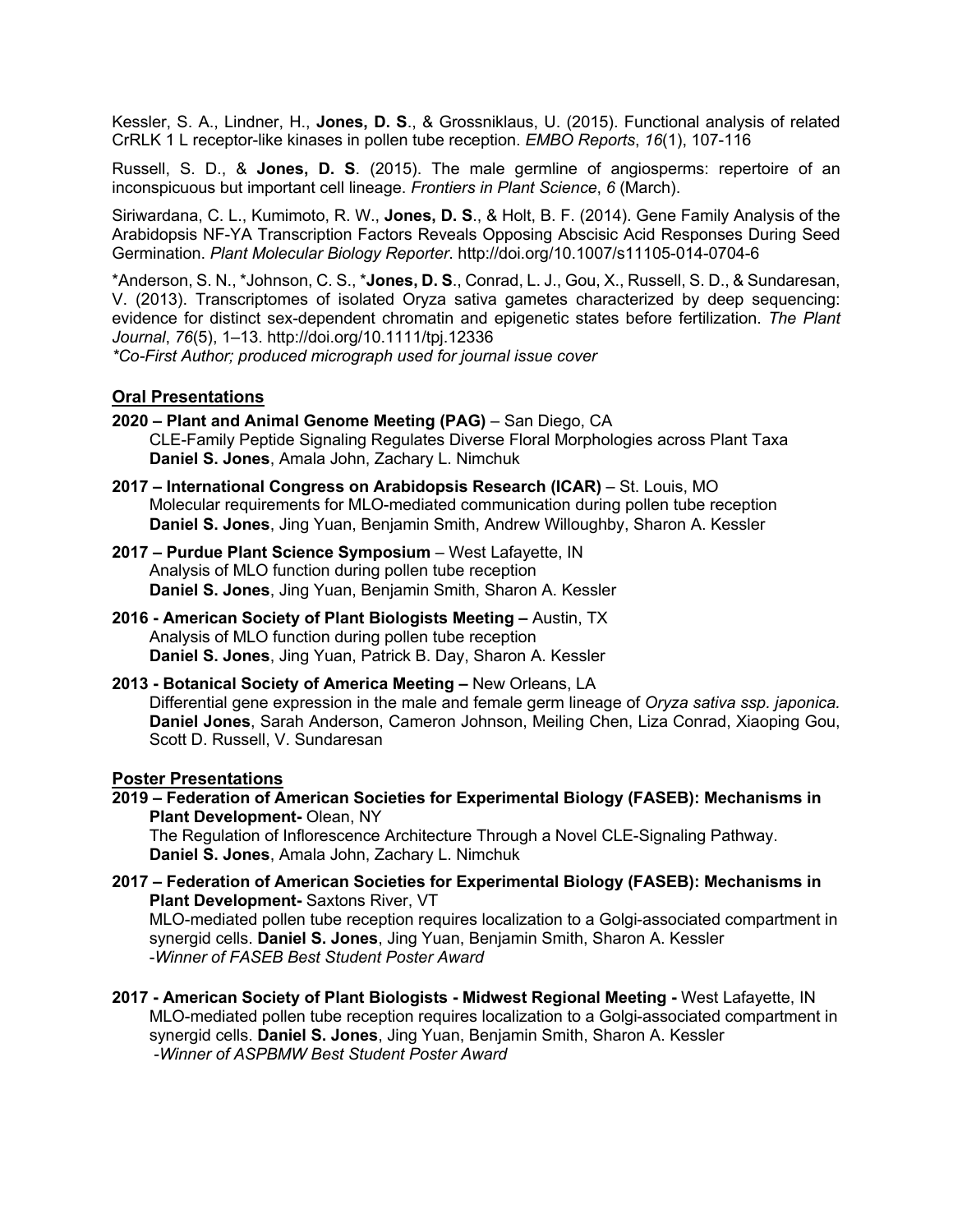Kessler, S. A., Lindner, H., **Jones, D. S**., & Grossniklaus, U. (2015). Functional analysis of related CrRLK 1 L receptor-like kinases in pollen tube reception. *EMBO Reports*, *16*(1), 107-116

Russell, S. D., & **Jones, D. S**. (2015). The male germline of angiosperms: repertoire of an inconspicuous but important cell lineage. *Frontiers in Plant Science*, *6* (March).

Siriwardana, C. L., Kumimoto, R. W., **Jones, D. S**., & Holt, B. F. (2014). Gene Family Analysis of the Arabidopsis NF-YA Transcription Factors Reveals Opposing Abscisic Acid Responses During Seed Germination. *Plant Molecular Biology Reporter*. http://doi.org/10.1007/s11105-014-0704-6

*Anderson, S. N., *Johnson, C. S., ***Jones, D. S**., Conrad, L. J., Gou, X., Russell, S. D., & Sundaresan, V. (2013). Transcriptomes of isolated Oryza sativa gametes characterized by deep sequencing: evidence for distinct sex-dependent chromatin and epigenetic states before fertilization. *The Plant Journal*, *76*(5), 1–13. http://doi.org/10.1111/tpj.12336
*\*Co-First Author; produced micrograph used for journal issue cover*

## Oral Presentations

**2020 – Plant and Animal Genome Meeting (PAG)** – San Diego, CA
CLE-Family Peptide Signaling Regulates Diverse Floral Morphologies across Plant Taxa
**Daniel S. Jones**, Amala John, Zachary L. Nimchuk

**2017 – International Congress on Arabidopsis Research (ICAR)** – St. Louis, MO
Molecular requirements for MLO-mediated communication during pollen tube reception
**Daniel S. Jones**, Jing Yuan, Benjamin Smith, Andrew Willoughby, Sharon A. Kessler

**2017 – Purdue Plant Science Symposium** – West Lafayette, IN
Analysis of MLO function during pollen tube reception
**Daniel S. Jones**, Jing Yuan, Benjamin Smith, Sharon A. Kessler

**2016 - American Society of Plant Biologists Meeting –** Austin, TX
Analysis of MLO function during pollen tube reception
**Daniel S. Jones**, Jing Yuan, Patrick B. Day, Sharon A. Kessler

**2013 - Botanical Society of America Meeting –** New Orleans, LA
Differential gene expression in the male and female germ lineage of *Oryza sativa ssp. japonica.*
**Daniel Jones**, Sarah Anderson, Cameron Johnson, Meiling Chen, Liza Conrad, Xiaoping Gou, Scott D. Russell, V. Sundaresan

## Poster Presentations

**2019 – Federation of American Societies for Experimental Biology (FASEB): Mechanisms in Plant Development-** Olean, NY
The Regulation of Inflorescence Architecture Through a Novel CLE-Signaling Pathway.
**Daniel S. Jones**, Amala John, Zachary L. Nimchuk

**2017 – Federation of American Societies for Experimental Biology (FASEB): Mechanisms in Plant Development-** Saxtons River, VT
MLO-mediated pollen tube reception requires localization to a Golgi-associated compartment in synergid cells. **Daniel S. Jones**, Jing Yuan, Benjamin Smith, Sharon A. Kessler
-*Winner of FASEB Best Student Poster Award*

**2017 - American Society of Plant Biologists - Midwest Regional Meeting -** West Lafayette, IN
MLO-mediated pollen tube reception requires localization to a Golgi-associated compartment in synergid cells. **Daniel S. Jones**, Jing Yuan, Benjamin Smith, Sharon A. Kessler
-*Winner of ASPBMW Best Student Poster Award*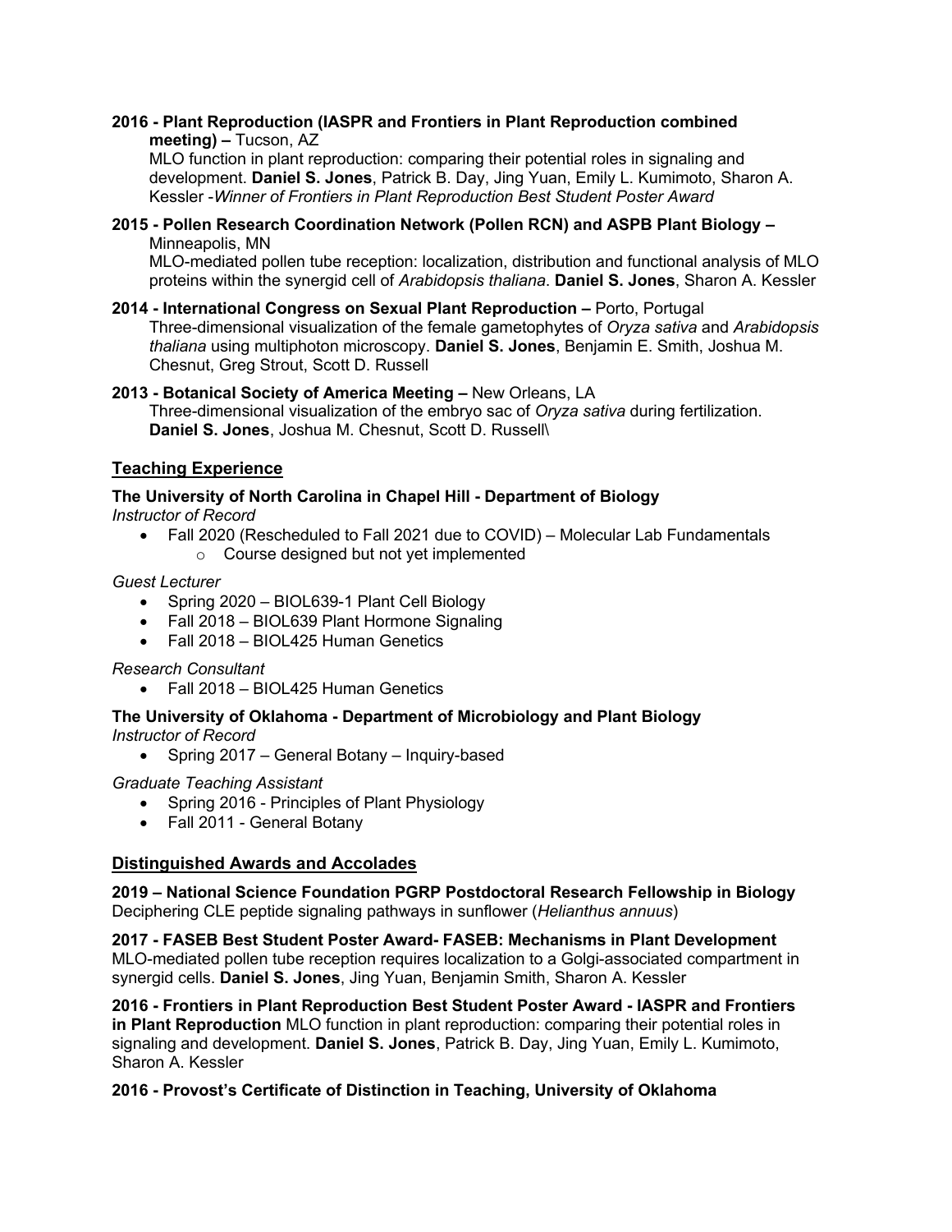**2016 - Plant Reproduction (IASPR and Frontiers in Plant Reproduction combined meeting) –** Tucson, AZ
MLO function in plant reproduction: comparing their potential roles in signaling and development. **Daniel S. Jones**, Patrick B. Day, Jing Yuan, Emily L. Kumimoto, Sharon A. Kessler -*Winner of Frontiers in Plant Reproduction Best Student Poster Award*

**2015 - Pollen Research Coordination Network (Pollen RCN) and ASPB Plant Biology –** Minneapolis, MN
MLO-mediated pollen tube reception: localization, distribution and functional analysis of MLO proteins within the synergid cell of *Arabidopsis thaliana*. **Daniel S. Jones**, Sharon A. Kessler

**2014 - International Congress on Sexual Plant Reproduction –** Porto, Portugal
Three-dimensional visualization of the female gametophytes of *Oryza sativa* and *Arabidopsis thaliana* using multiphoton microscopy. **Daniel S. Jones**, Benjamin E. Smith, Joshua M. Chesnut, Greg Strout, Scott D. Russell

**2013 - Botanical Society of America Meeting –** New Orleans, LA
Three-dimensional visualization of the embryo sac of *Oryza sativa* during fertilization. **Daniel S. Jones**, Joshua M. Chesnut, Scott D. Russell\

## Teaching Experience

**The University of North Carolina in Chapel Hill - Department of Biology**
*Instructor of Record*

- Fall 2020 (Rescheduled to Fall 2021 due to COVID) – Molecular Lab Fundamentals
    - Course designed but not yet implemented

*Guest Lecturer*

- Spring 2020 – BIOL639-1 Plant Cell Biology
- Fall 2018 – BIOL639 Plant Hormone Signaling
- Fall 2018 – BIOL425 Human Genetics

*Research Consultant*

- Fall 2018 – BIOL425 Human Genetics

**The University of Oklahoma - Department of Microbiology and Plant Biology**
*Instructor of Record*

- Spring 2017 – General Botany – Inquiry-based

*Graduate Teaching Assistant*

- Spring 2016 - Principles of Plant Physiology
- Fall 2011 - General Botany

## Distinguished Awards and Accolades

**2019 – National Science Foundation PGRP Postdoctoral Research Fellowship in Biology**
Deciphering CLE peptide signaling pathways in sunflower (*Helianthus annuus*)

**2017 - FASEB Best Student Poster Award- FASEB: Mechanisms in Plant Development**
MLO-mediated pollen tube reception requires localization to a Golgi-associated compartment in synergid cells. **Daniel S. Jones**, Jing Yuan, Benjamin Smith, Sharon A. Kessler

**2016 - Frontiers in Plant Reproduction Best Student Poster Award - IASPR and Frontiers in Plant Reproduction** MLO function in plant reproduction: comparing their potential roles in signaling and development. **Daniel S. Jones**, Patrick B. Day, Jing Yuan, Emily L. Kumimoto, Sharon A. Kessler

**2016 - Provost's Certificate of Distinction in Teaching, University of Oklahoma**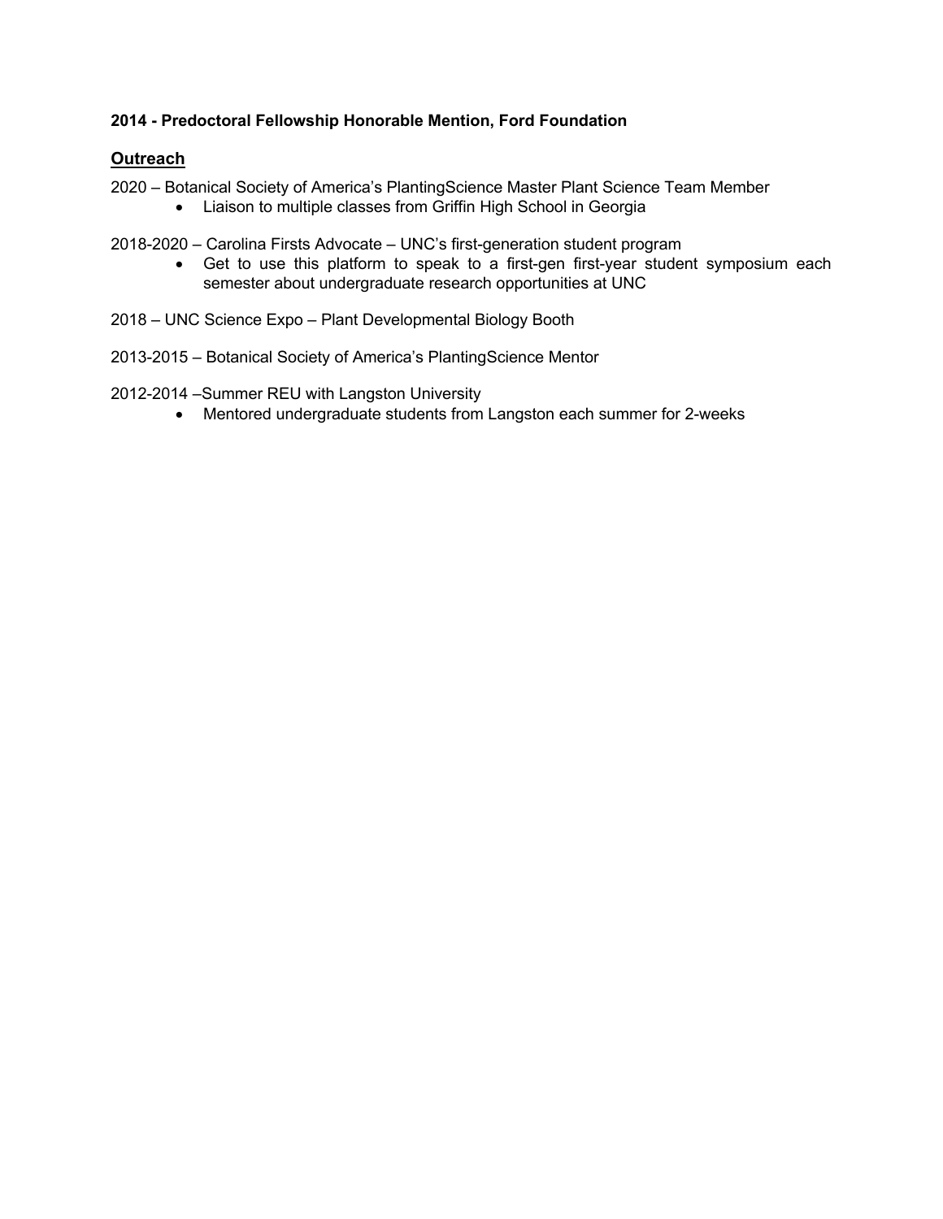**2014 - Predoctoral Fellowship Honorable Mention, Ford Foundation**

## Outreach

2020 – Botanical Society of America's PlantingScience Master Plant Science Team Member

- Liaison to multiple classes from Griffin High School in Georgia

2018-2020 – Carolina Firsts Advocate – UNC's first-generation student program

- Get to use this platform to speak to a first-gen first-year student symposium each semester about undergraduate research opportunities at UNC

2018 – UNC Science Expo – Plant Developmental Biology Booth

2013-2015 – Botanical Society of America's PlantingScience Mentor

2012-2014 –Summer REU with Langston University

- Mentored undergraduate students from Langston each summer for 2-weeks